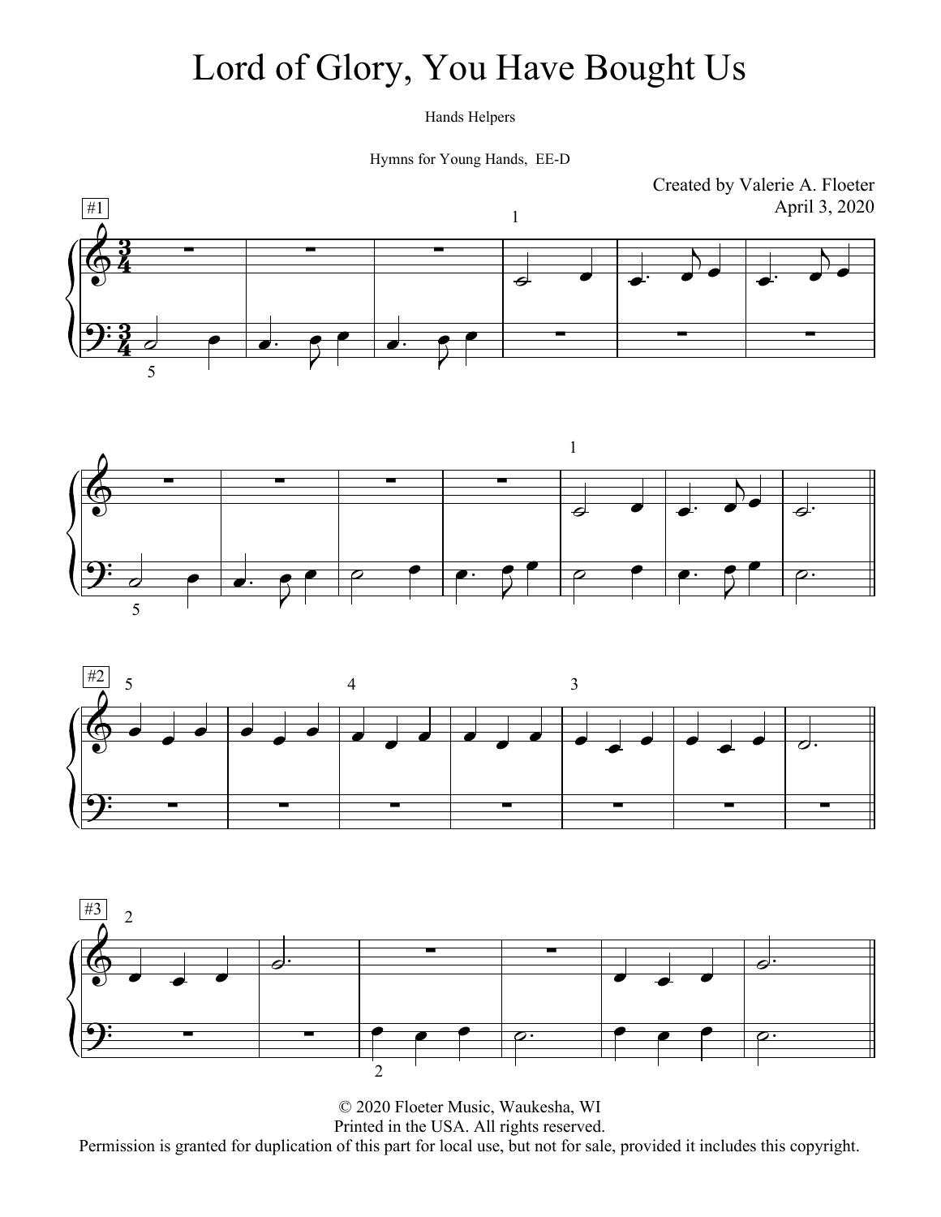# Lord of Glory, You Have Bought Us

Hands Helpers

Hymns for Young Hands, EE-D

Created by Valerie A. Floeter
April 3, 2020

© 2020 Floeter Music, Waukesha, WI
Printed in the USA. All rights reserved.
Permission is granted for duplication of this part for local use, but not for sale, provided it includes this copyright.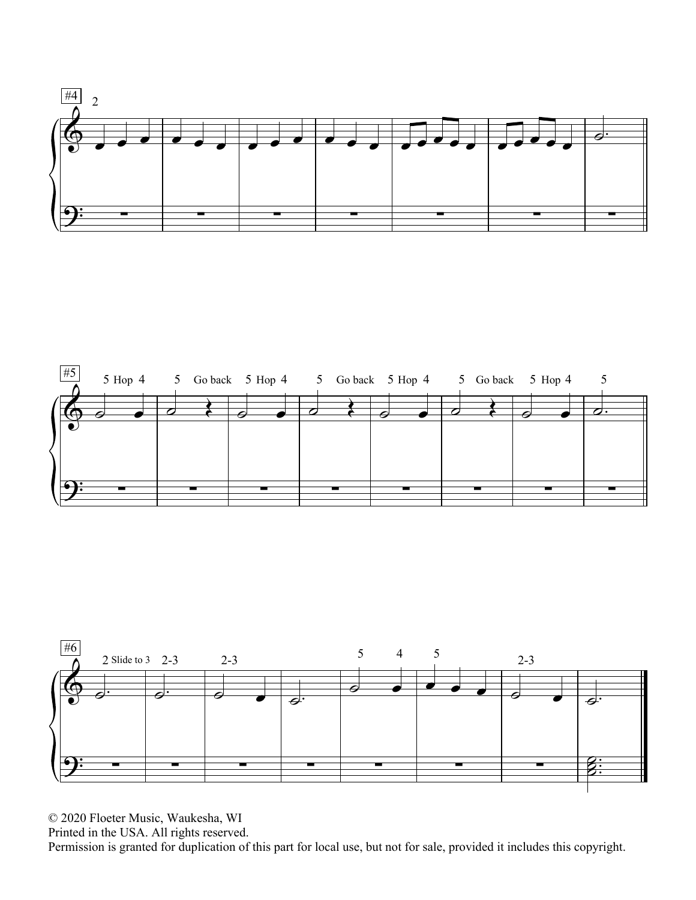#4

#5

#6

© 2020 Floeter Music, Waukesha, WI
Printed in the USA. All rights reserved.
Permission is granted for duplication of this part for local use, but not for sale, provided it includes this copyright.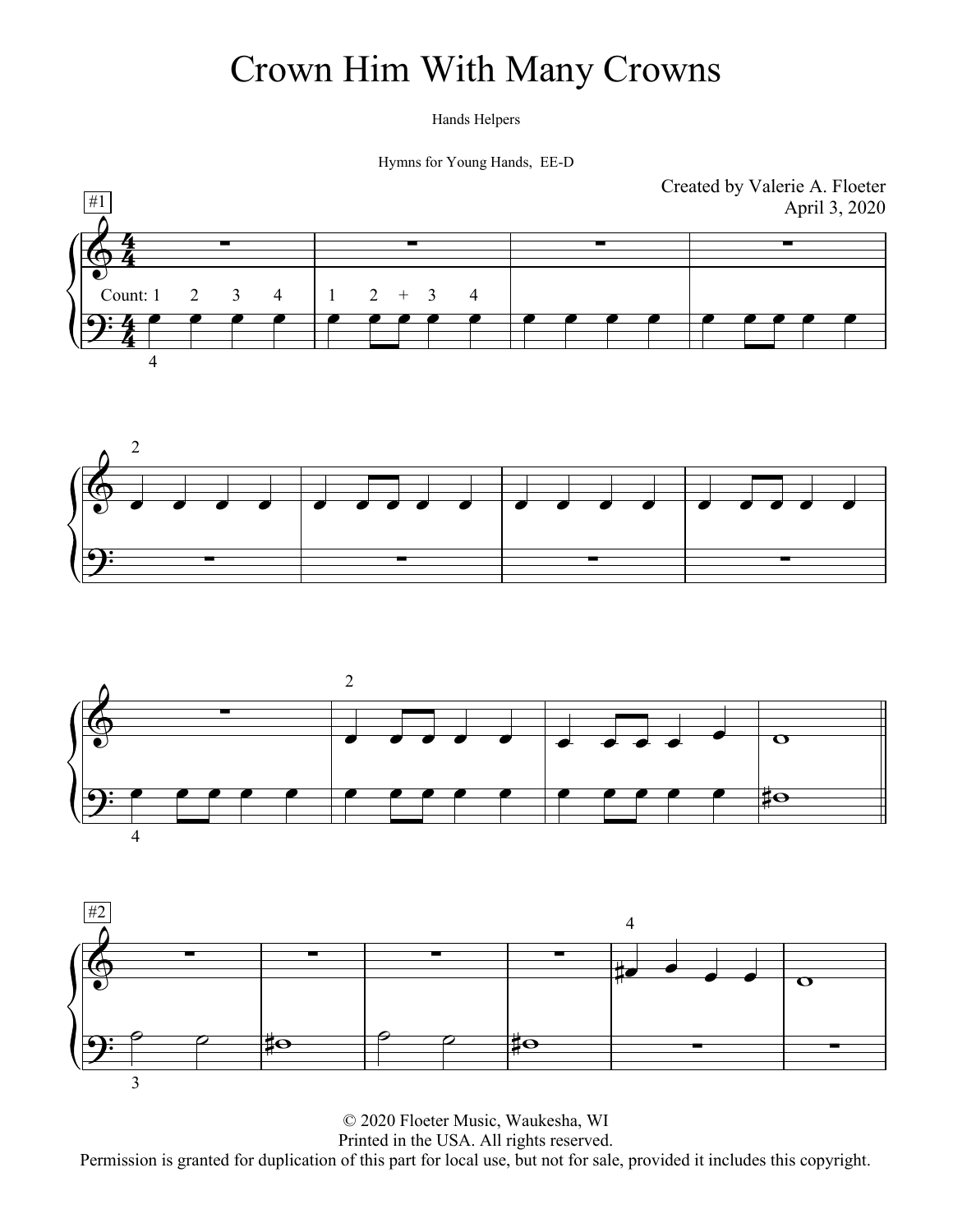# Crown Him With Many Crowns

Hands Helpers

Hymns for Young Hands, EE-D

Created by Valerie A. Floeter
April 3, 2020

© 2020 Floeter Music, Waukesha, WI
Printed in the USA. All rights reserved.
Permission is granted for duplication of this part for local use, but not for sale, provided it includes this copyright.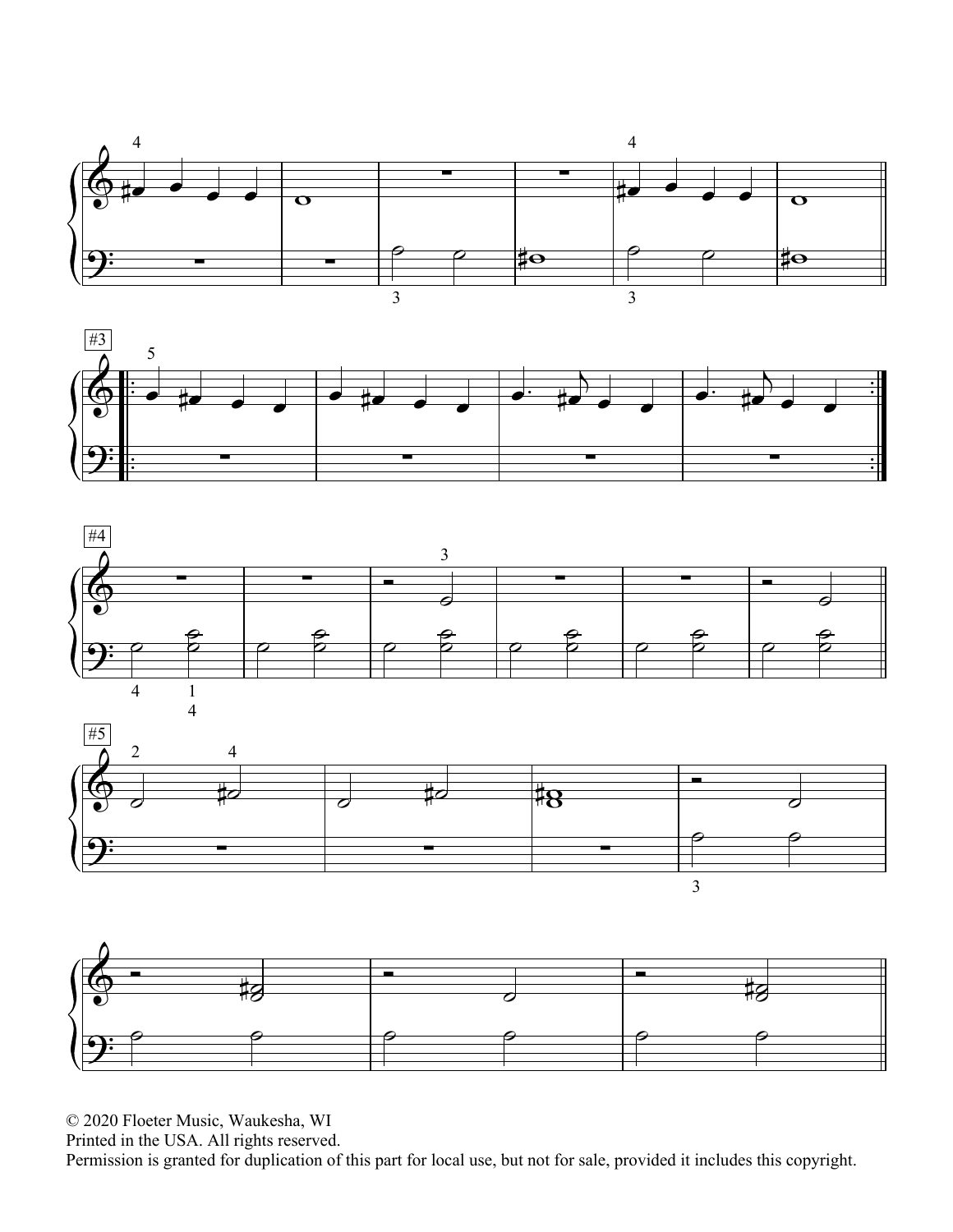© 2020 Floeter Music, Waukesha, WI
Printed in the USA. All rights reserved.
Permission is granted for duplication of this part for local use, but not for sale, provided it includes this copyright.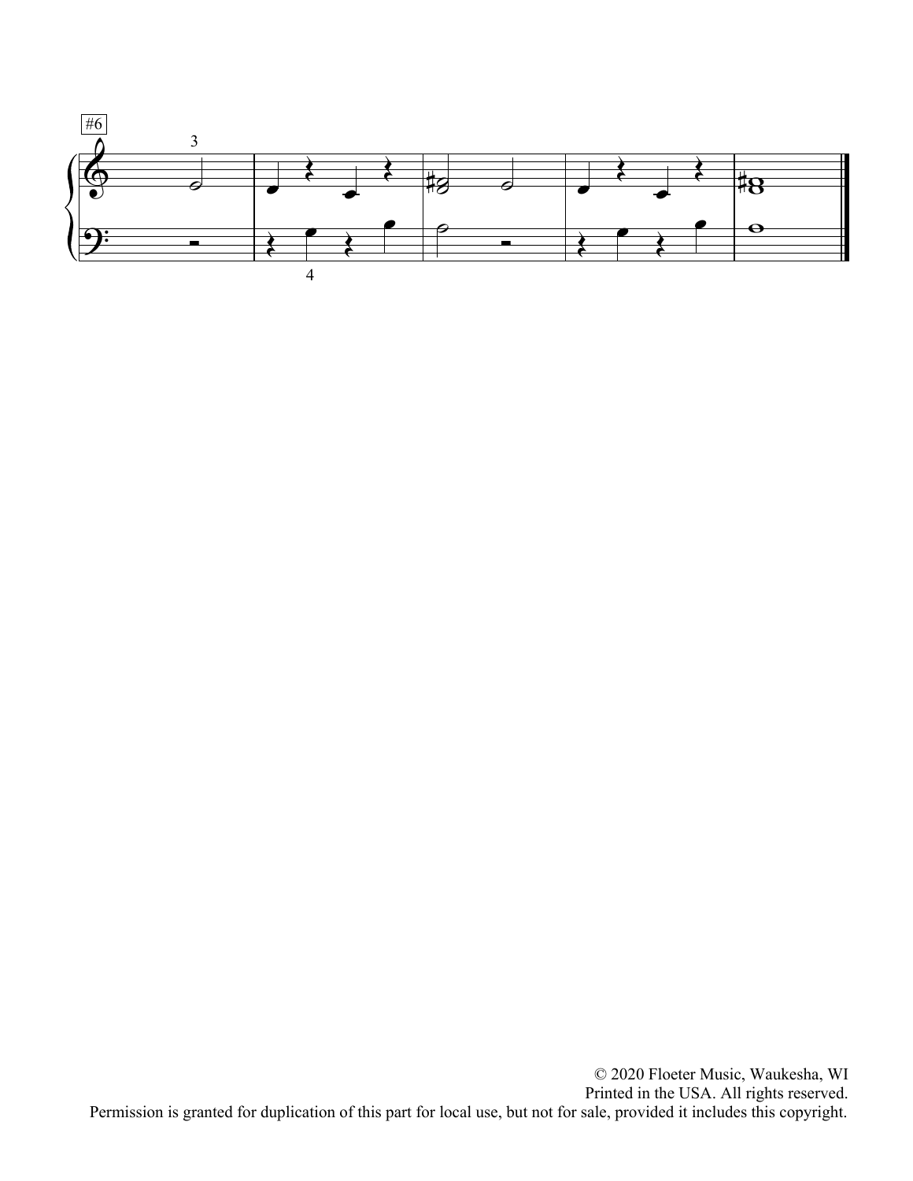#6

© 2020 Floeter Music, Waukesha, WI
Printed in the USA. All rights reserved.
Permission is granted for duplication of this part for local use, but not for sale, provided it includes this copyright.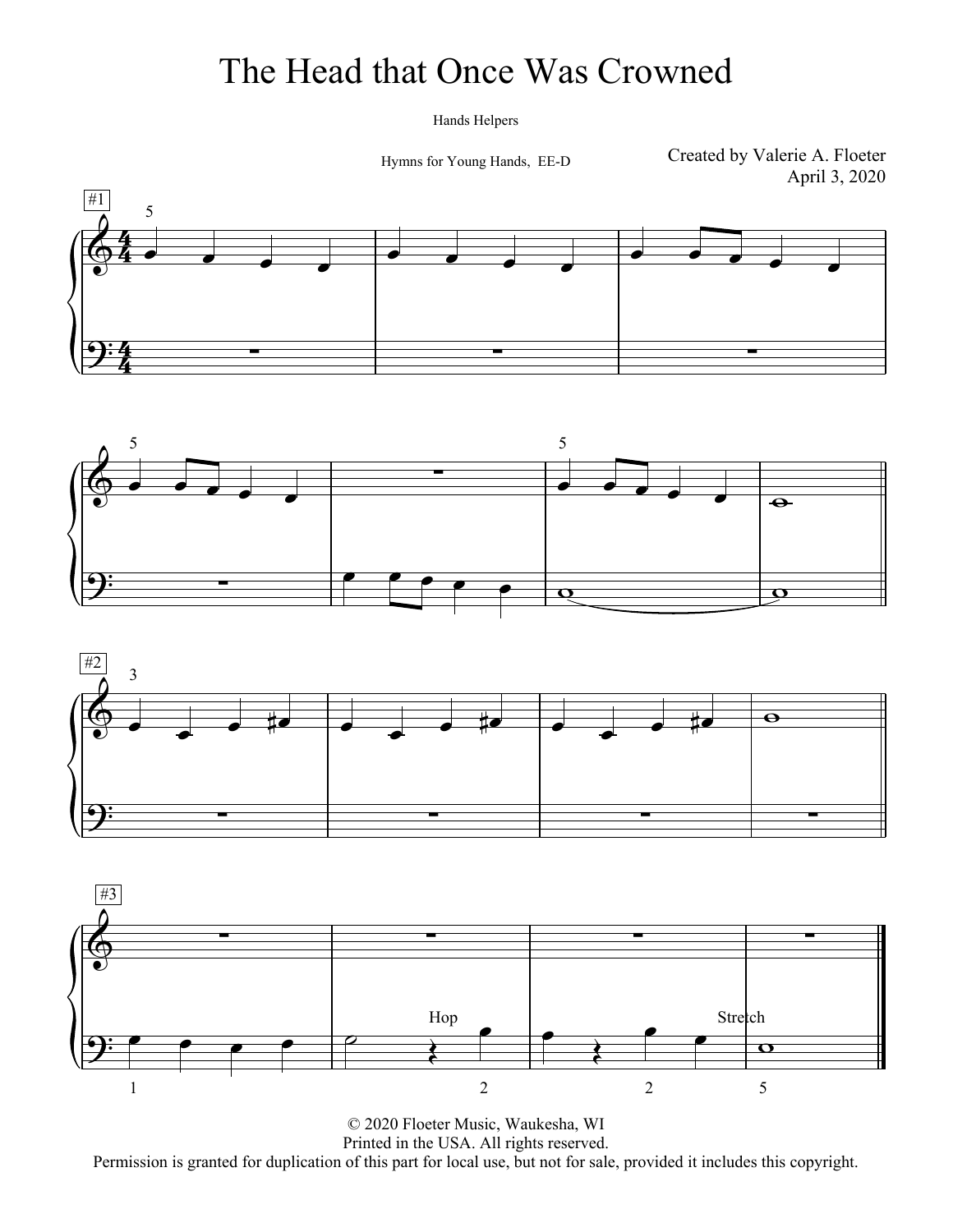# The Head that Once Was Crowned

Hands Helpers

Hymns for Young Hands, EE-D

Created by Valerie A. Floeter
April 3, 2020

© 2020 Floeter Music, Waukesha, WI
Printed in the USA. All rights reserved.
Permission is granted for duplication of this part for local use, but not for sale, provided it includes this copyright.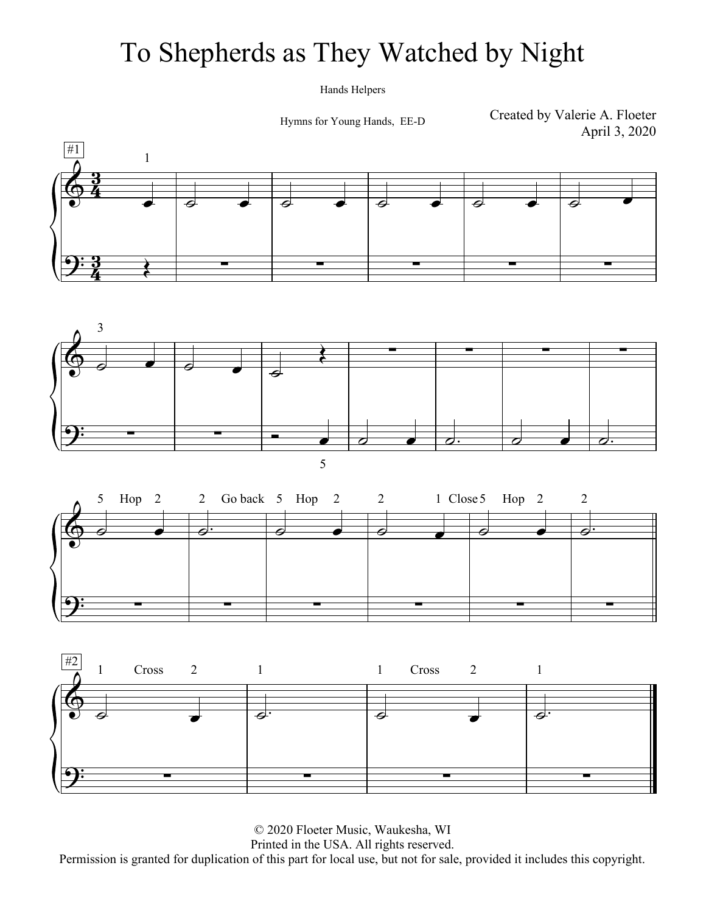# To Shepherds as They Watched by Night

Hands Helpers

Hymns for Young Hands, EE-D

Created by Valerie A. Floeter
April 3, 2020

© 2020 Floeter Music, Waukesha, WI
Printed in the USA. All rights reserved.
Permission is granted for duplication of this part for local use, but not for sale, provided it includes this copyright.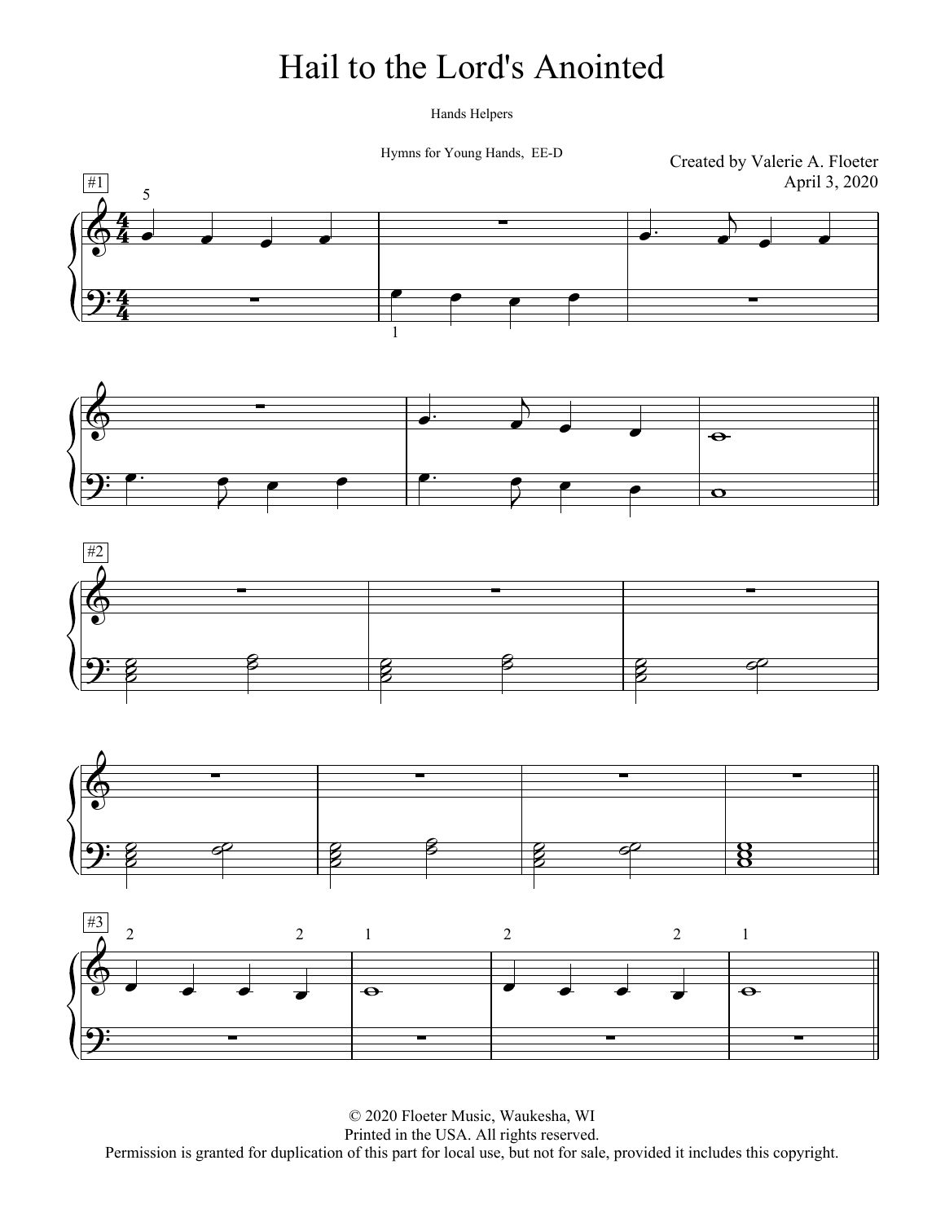# Hail to the Lord's Anointed

Hands Helpers

Hymns for Young Hands, EE-D

Created by Valerie A. Floeter
April 3, 2020

#1

#2

#3

© 2020 Floeter Music, Waukesha, WI
Printed in the USA. All rights reserved.
Permission is granted for duplication of this part for local use, but not for sale, provided it includes this copyright.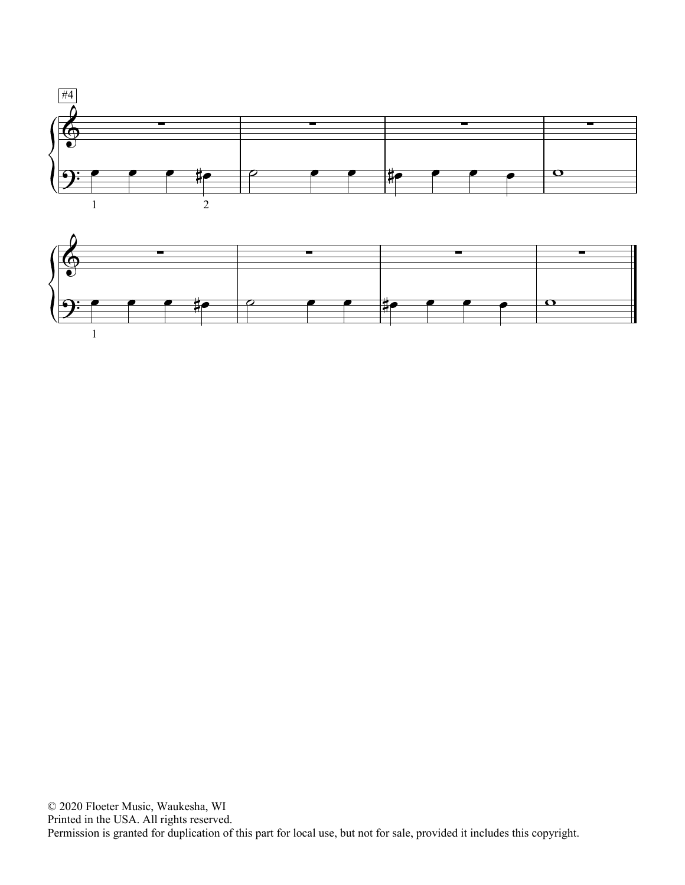#4

© 2020 Floeter Music, Waukesha, WI
Printed in the USA. All rights reserved.
Permission is granted for duplication of this part for local use, but not for sale, provided it includes this copyright.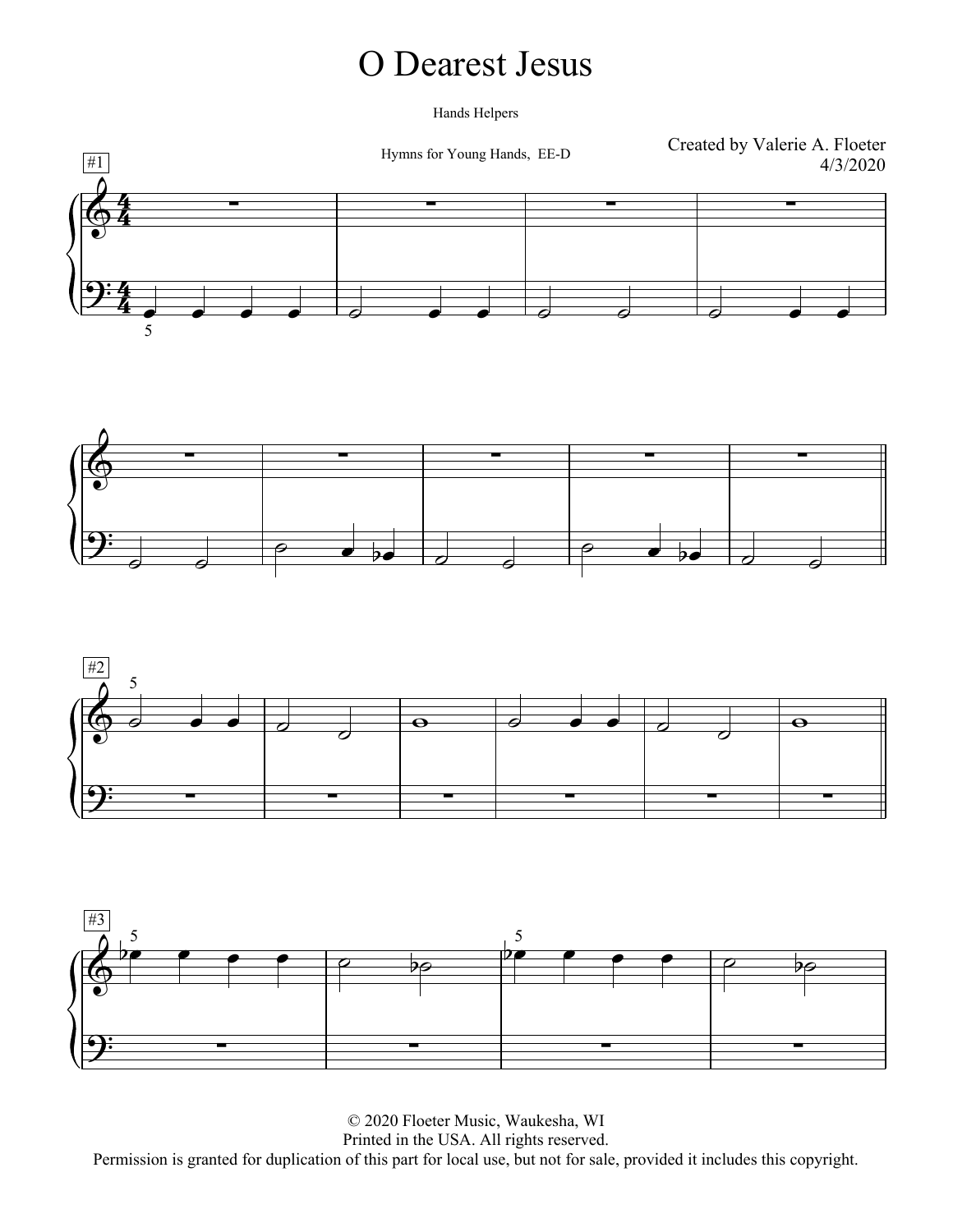# O Dearest Jesus

Hands Helpers

Hymns for Young Hands, EE-D

Created by Valerie A. Floeter
4/3/2020

#1

#2

#3

© 2020 Floeter Music, Waukesha, WI
Printed in the USA. All rights reserved.
Permission is granted for duplication of this part for local use, but not for sale, provided it includes this copyright.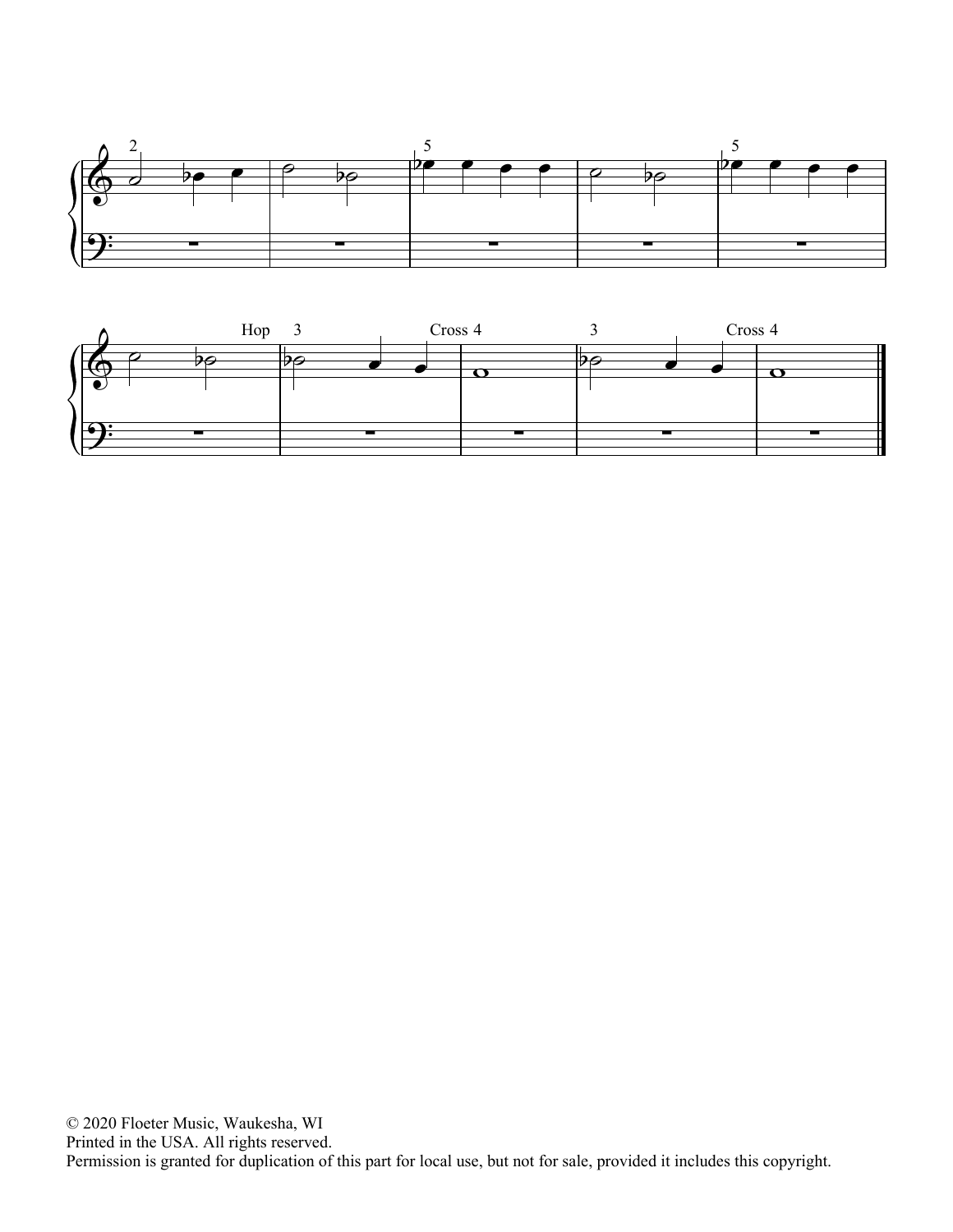© 2020 Floeter Music, Waukesha, WI
Printed in the USA. All rights reserved.
Permission is granted for duplication of this part for local use, but not for sale, provided it includes this copyright.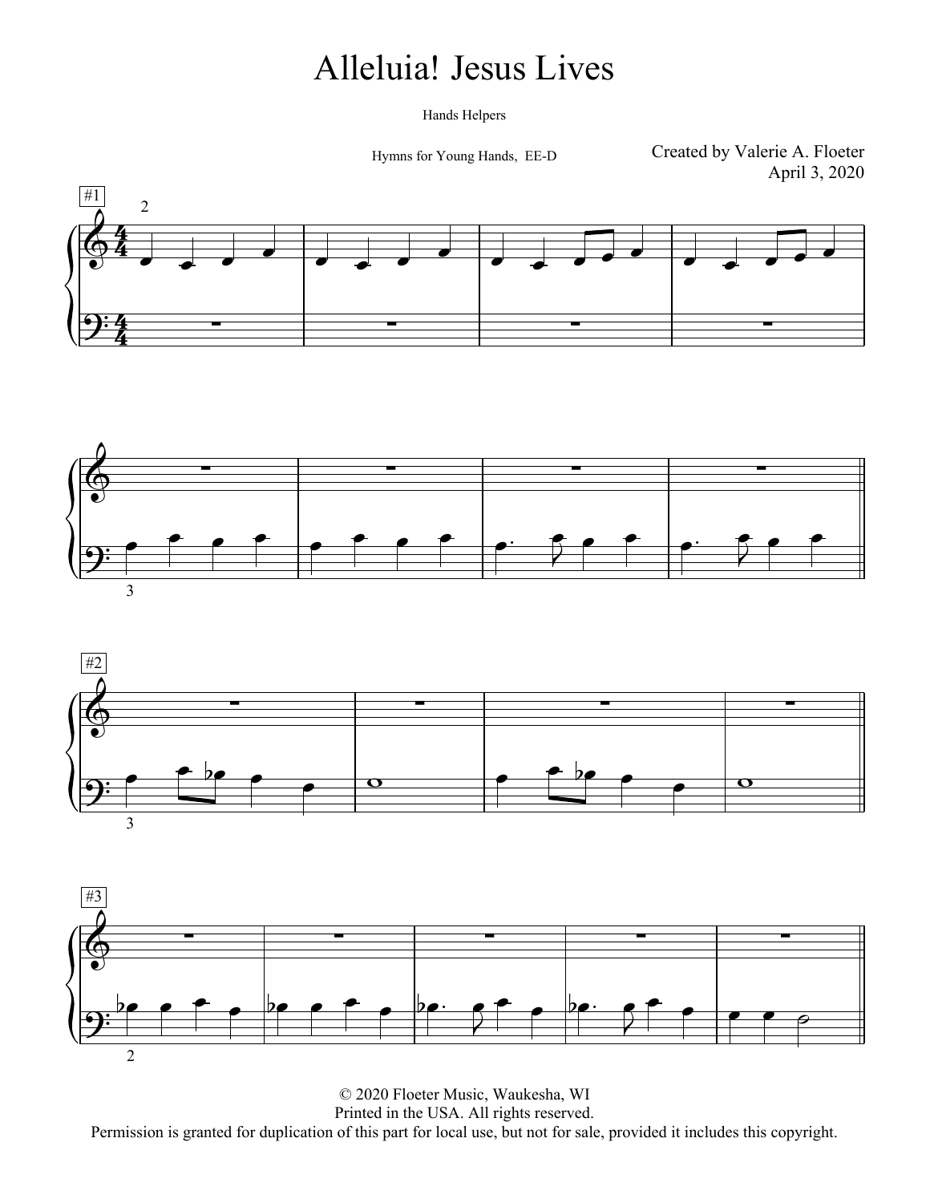# Alleluia! Jesus Lives

Hands Helpers

Hymns for Young Hands, EE-D

Created by Valerie A. Floeter
April 3, 2020

#1

#2

#3

© 2020 Floeter Music, Waukesha, WI
Printed in the USA. All rights reserved.
Permission is granted for duplication of this part for local use, but not for sale, provided it includes this copyright.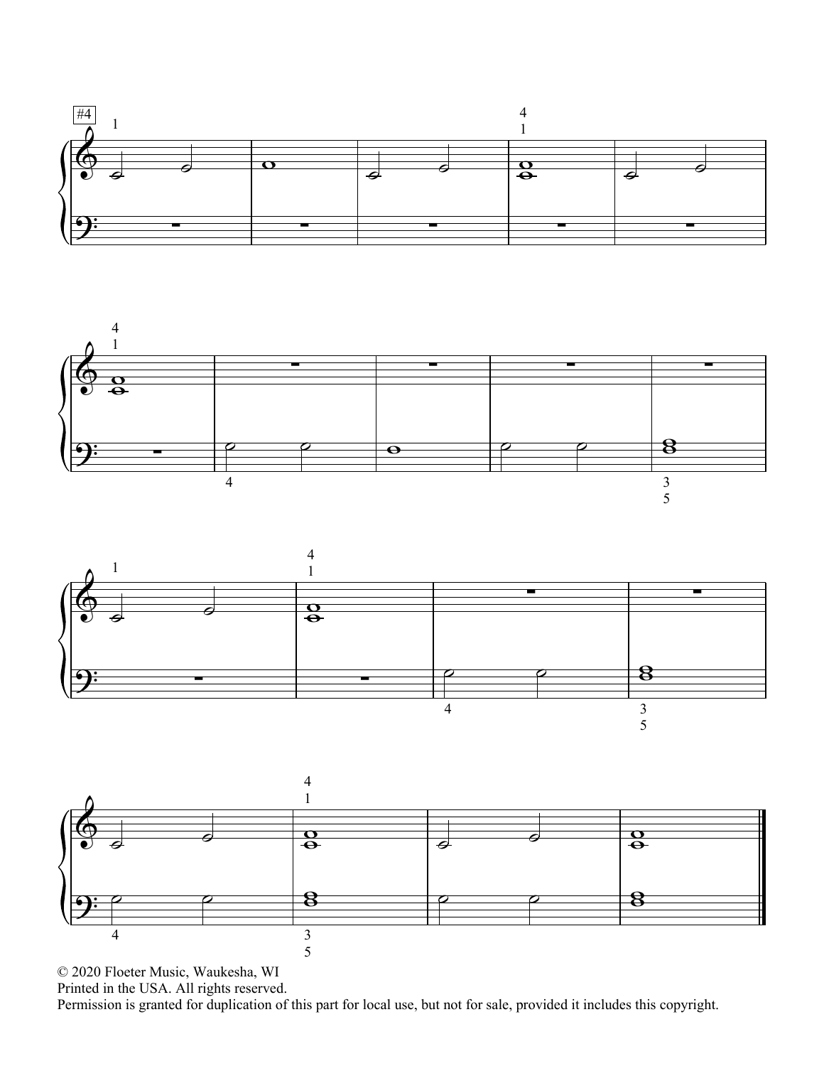#4

© 2020 Floeter Music, Waukesha, WI
Printed in the USA. All rights reserved.
Permission is granted for duplication of this part for local use, but not for sale, provided it includes this copyright.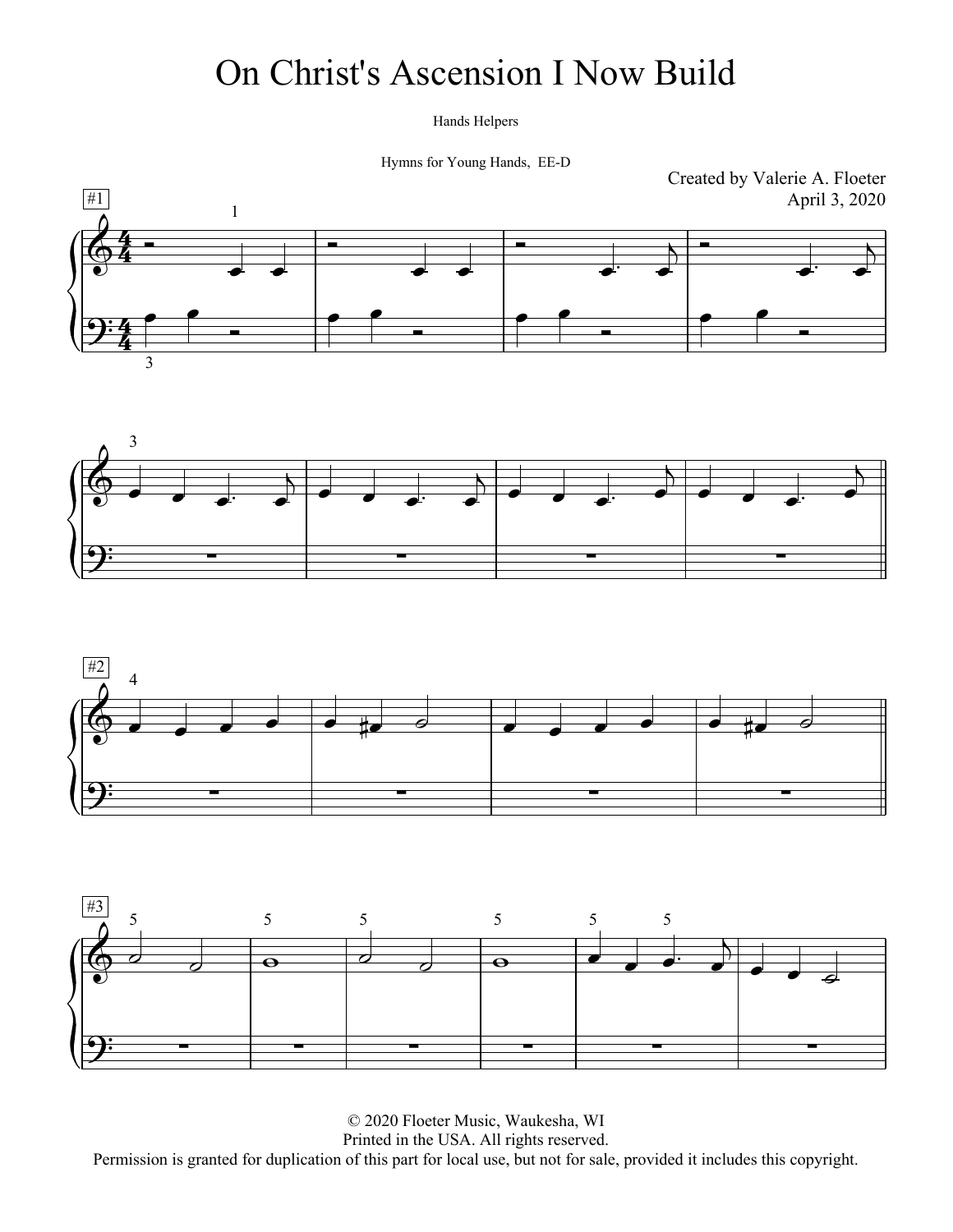# On Christ's Ascension I Now Build

Hands Helpers

Hymns for Young Hands, EE-D

Created by Valerie A. Floeter
April 3, 2020

© 2020 Floeter Music, Waukesha, WI
Printed in the USA. All rights reserved.
Permission is granted for duplication of this part for local use, but not for sale, provided it includes this copyright.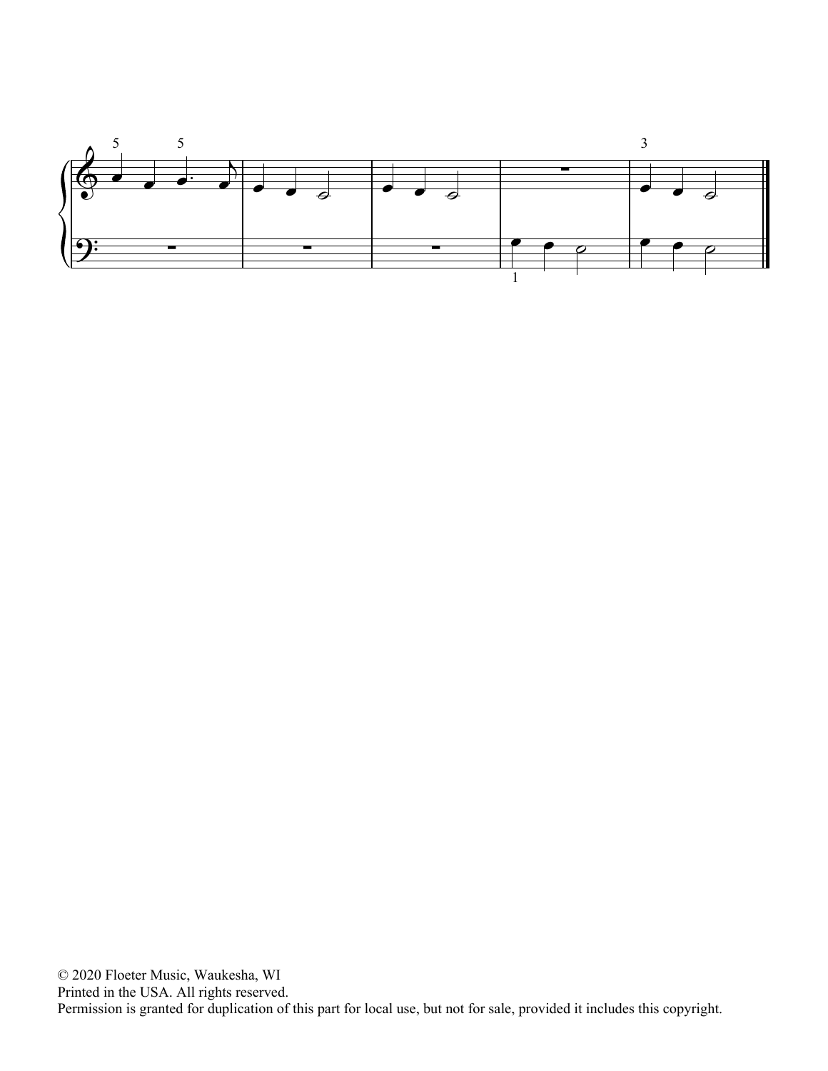© 2020 Floeter Music, Waukesha, WI
Printed in the USA. All rights reserved.
Permission is granted for duplication of this part for local use, but not for sale, provided it includes this copyright.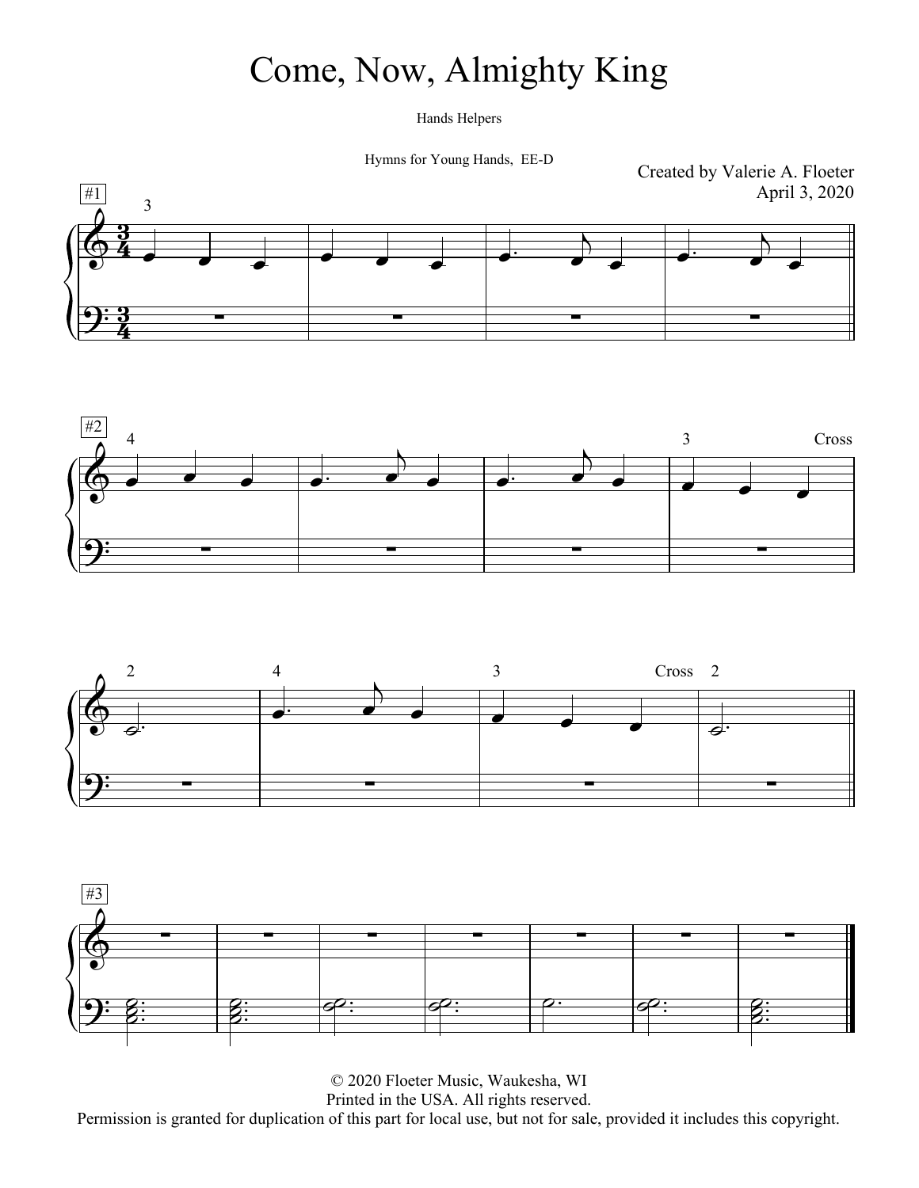# Come, Now, Almighty King

Hands Helpers

Hymns for Young Hands, EE-D

Created by Valerie A. Floeter
April 3, 2020

© 2020 Floeter Music, Waukesha, WI
Printed in the USA. All rights reserved.
Permission is granted for duplication of this part for local use, but not for sale, provided it includes this copyright.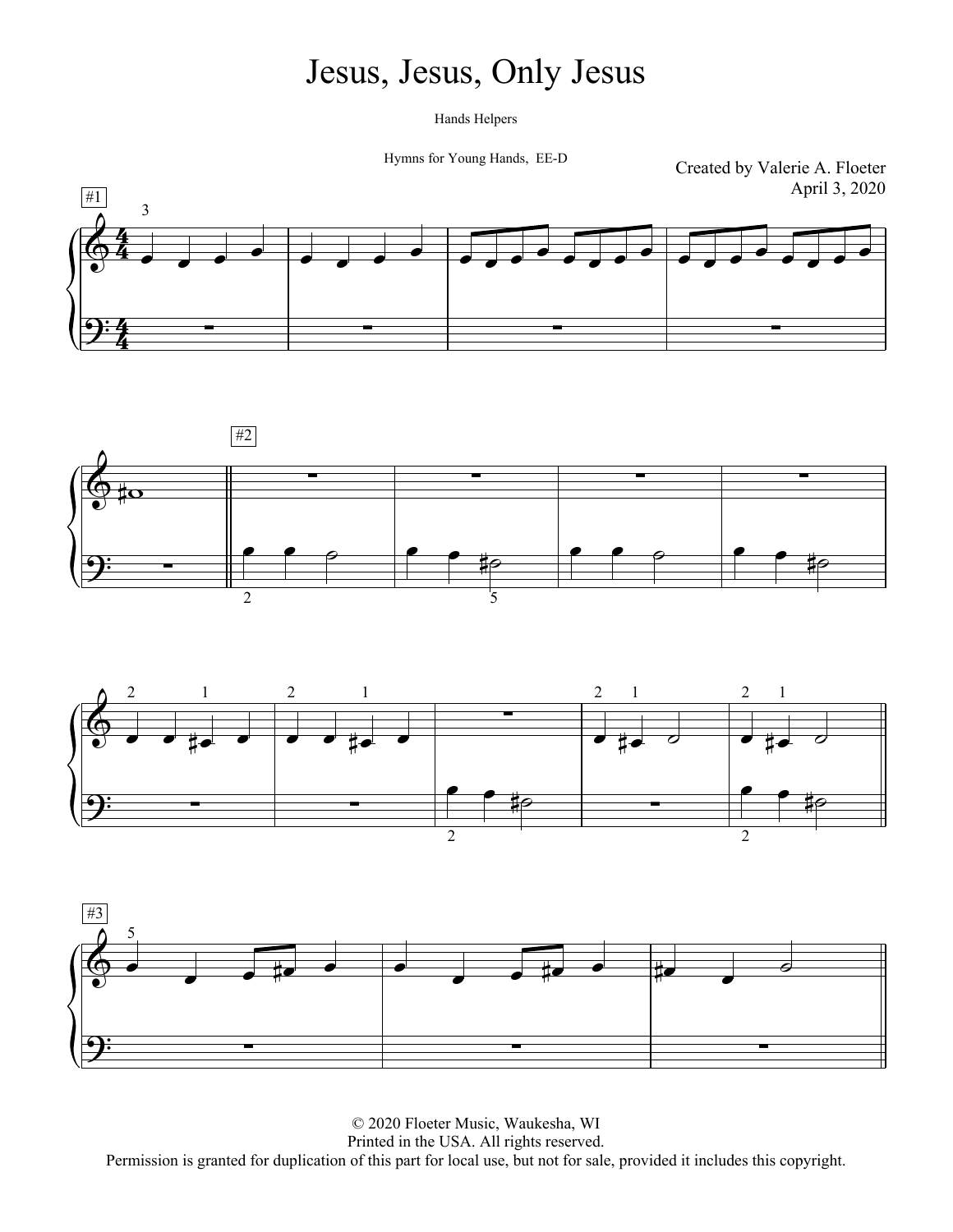# Jesus, Jesus, Only Jesus

Hands Helpers

Hymns for Young Hands, EE-D

Created by Valerie A. Floeter
April 3, 2020

© 2020 Floeter Music, Waukesha, WI
Printed in the USA. All rights reserved.
Permission is granted for duplication of this part for local use, but not for sale, provided it includes this copyright.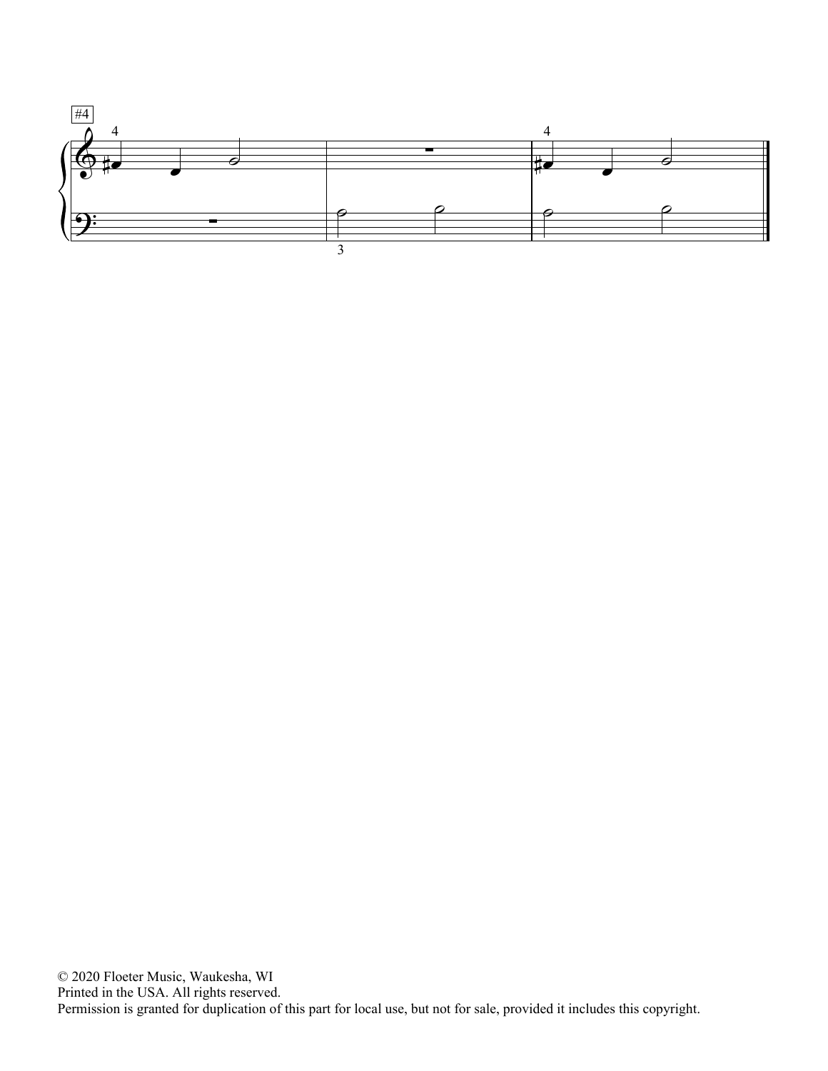#4

© 2020 Floeter Music, Waukesha, WI
Printed in the USA. All rights reserved.
Permission is granted for duplication of this part for local use, but not for sale, provided it includes this copyright.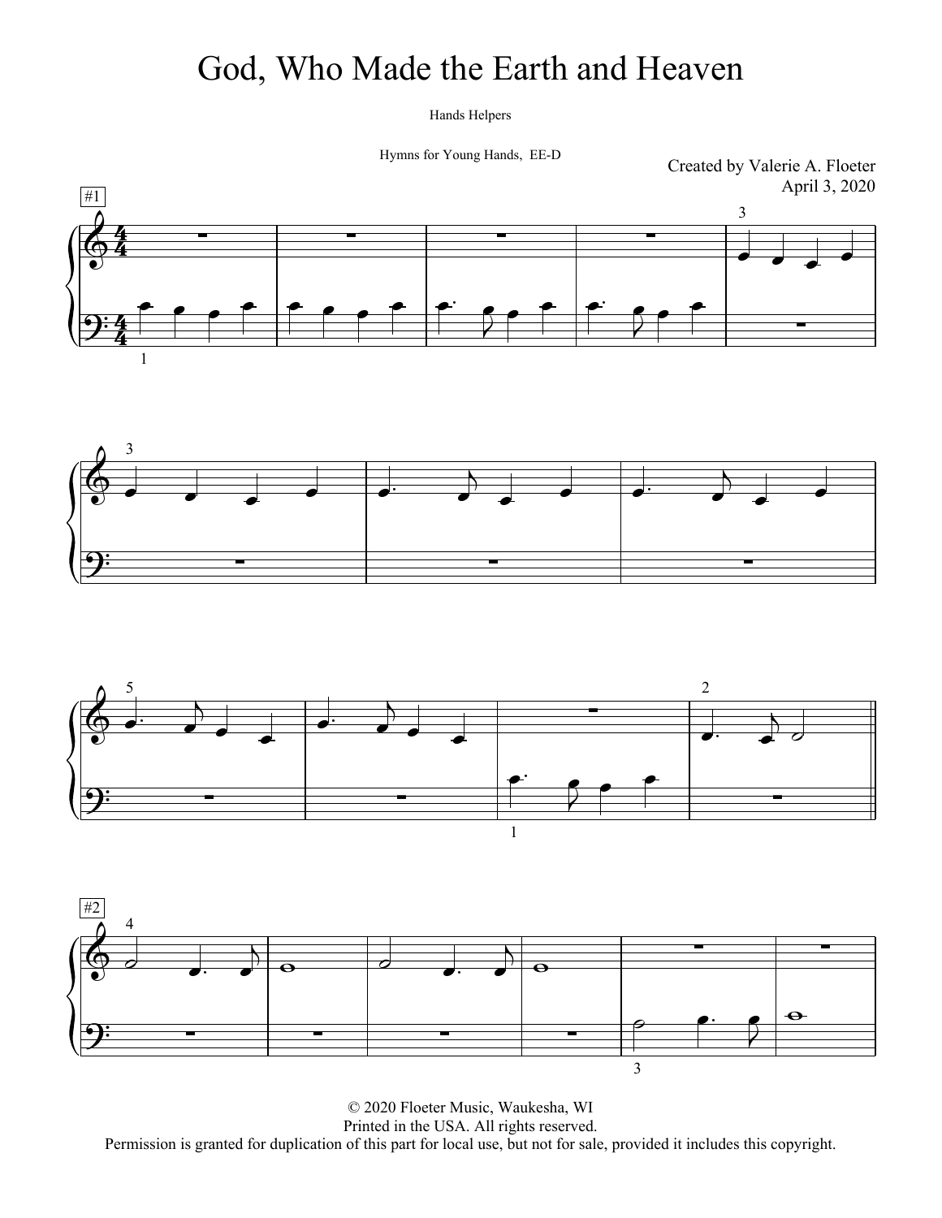# God, Who Made the Earth and Heaven

Hands Helpers

Hymns for Young Hands, EE-D

Created by Valerie A. Floeter
April 3, 2020

© 2020 Floeter Music, Waukesha, WI
Printed in the USA. All rights reserved.
Permission is granted for duplication of this part for local use, but not for sale, provided it includes this copyright.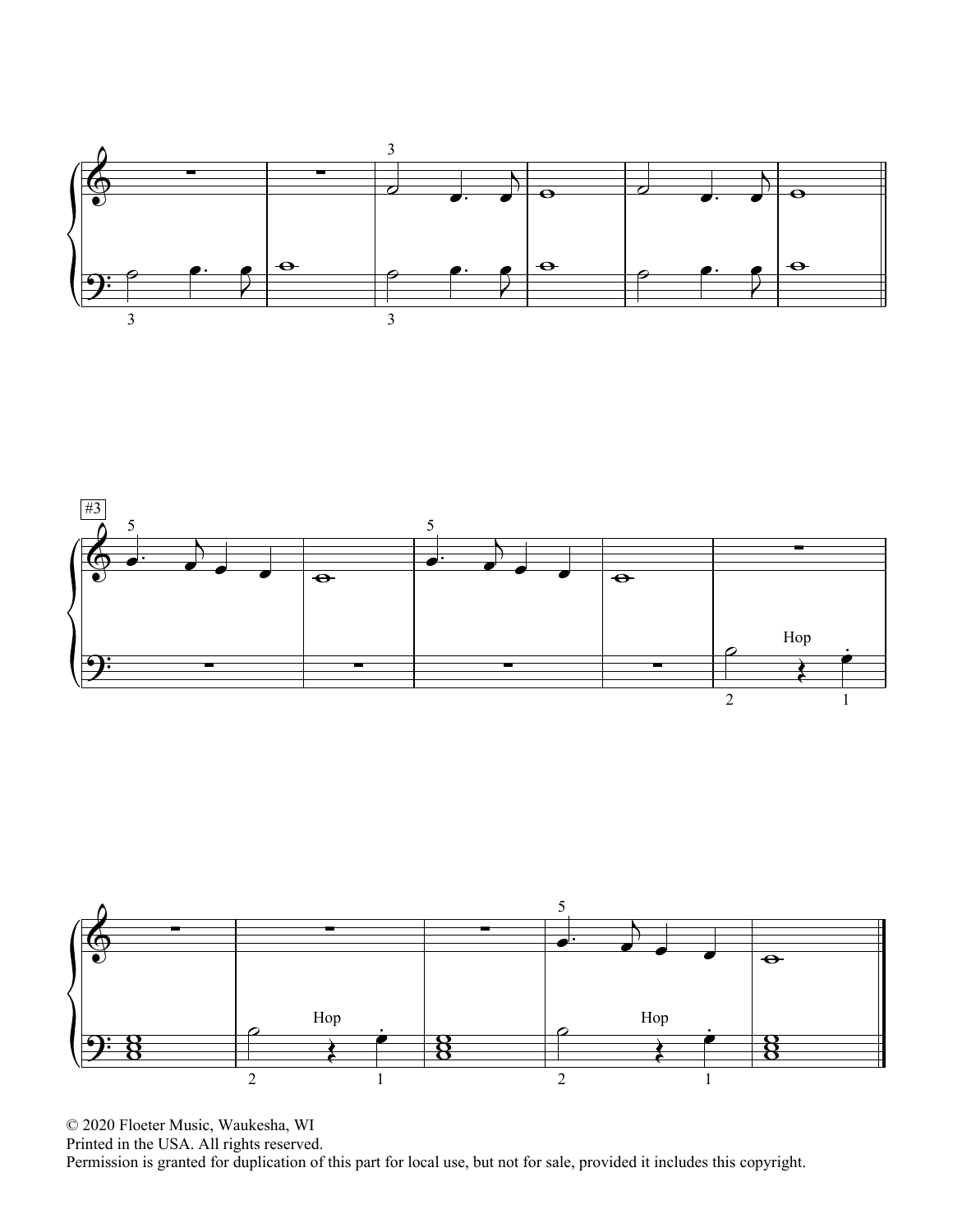© 2020 Floeter Music, Waukesha, WI
Printed in the USA. All rights reserved.
Permission is granted for duplication of this part for local use, but not for sale, provided it includes this copyright.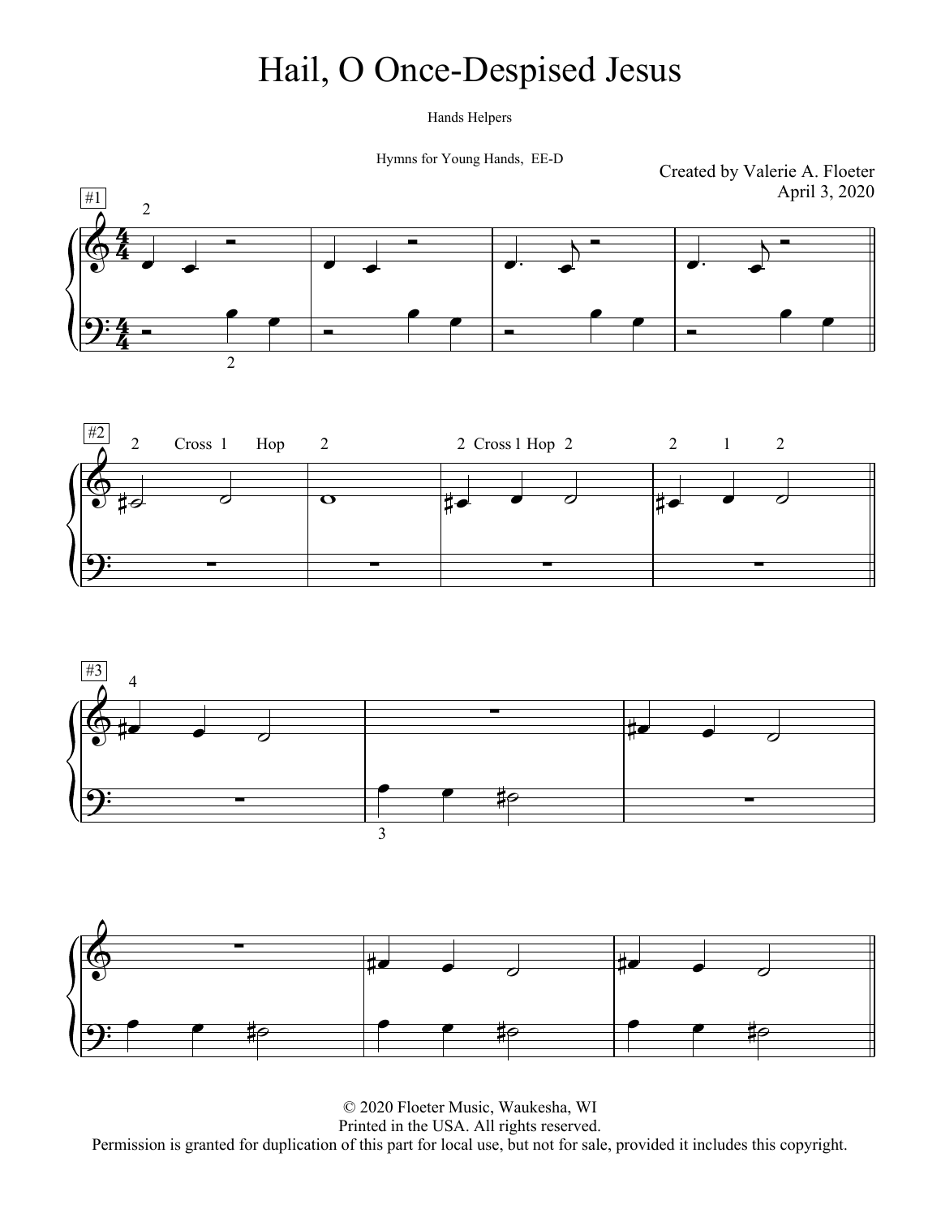# Hail, O Once-Despised Jesus

Hands Helpers

Hymns for Young Hands, EE-D

Created by Valerie A. Floeter
April 3, 2020

© 2020 Floeter Music, Waukesha, WI
Printed in the USA. All rights reserved.
Permission is granted for duplication of this part for local use, but not for sale, provided it includes this copyright.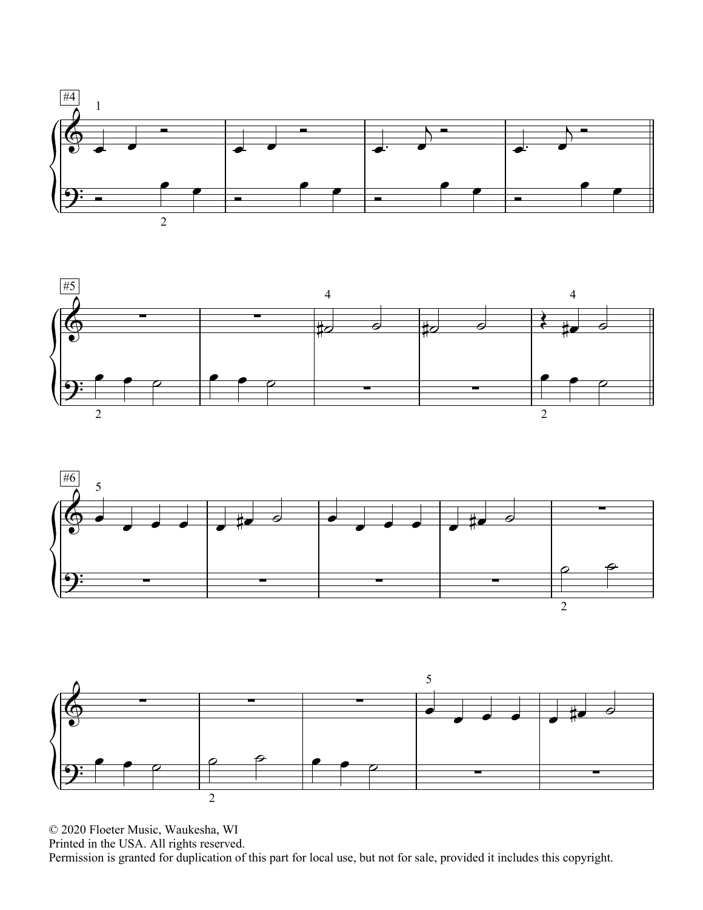#4

#5

#6

© 2020 Floeter Music, Waukesha, WI
Printed in the USA. All rights reserved.
Permission is granted for duplication of this part for local use, but not for sale, provided it includes this copyright.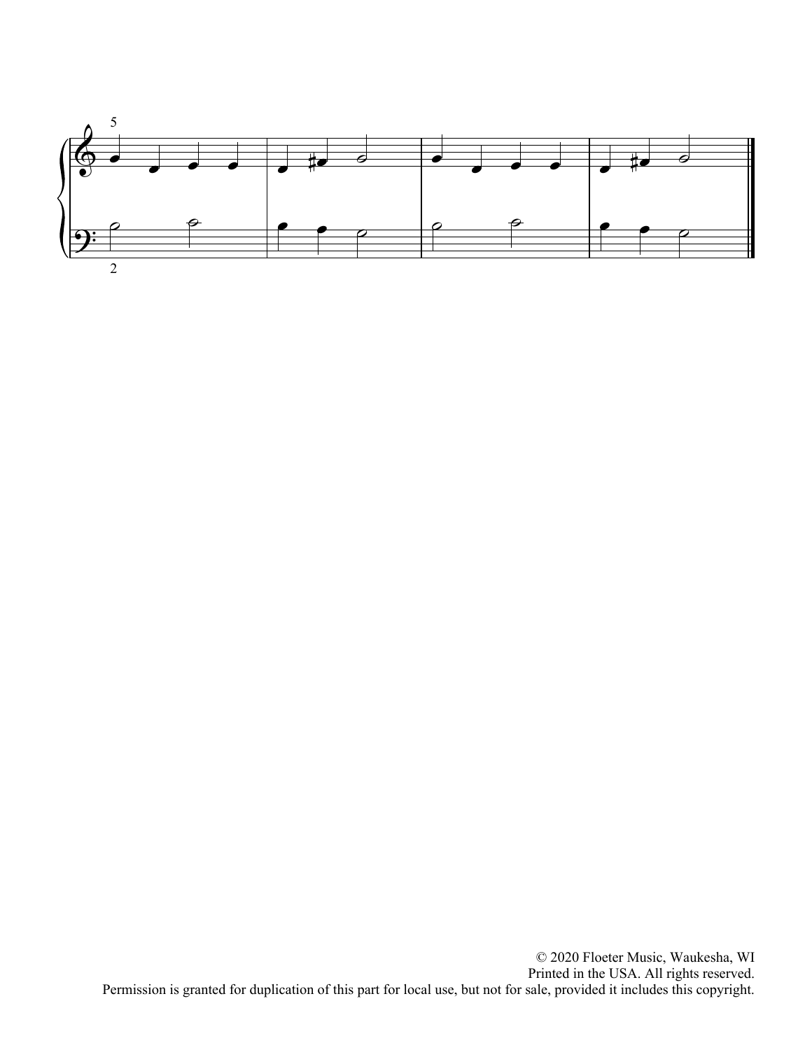© 2020 Floeter Music, Waukesha, WI
Printed in the USA. All rights reserved.
Permission is granted for duplication of this part for local use, but not for sale, provided it includes this copyright.